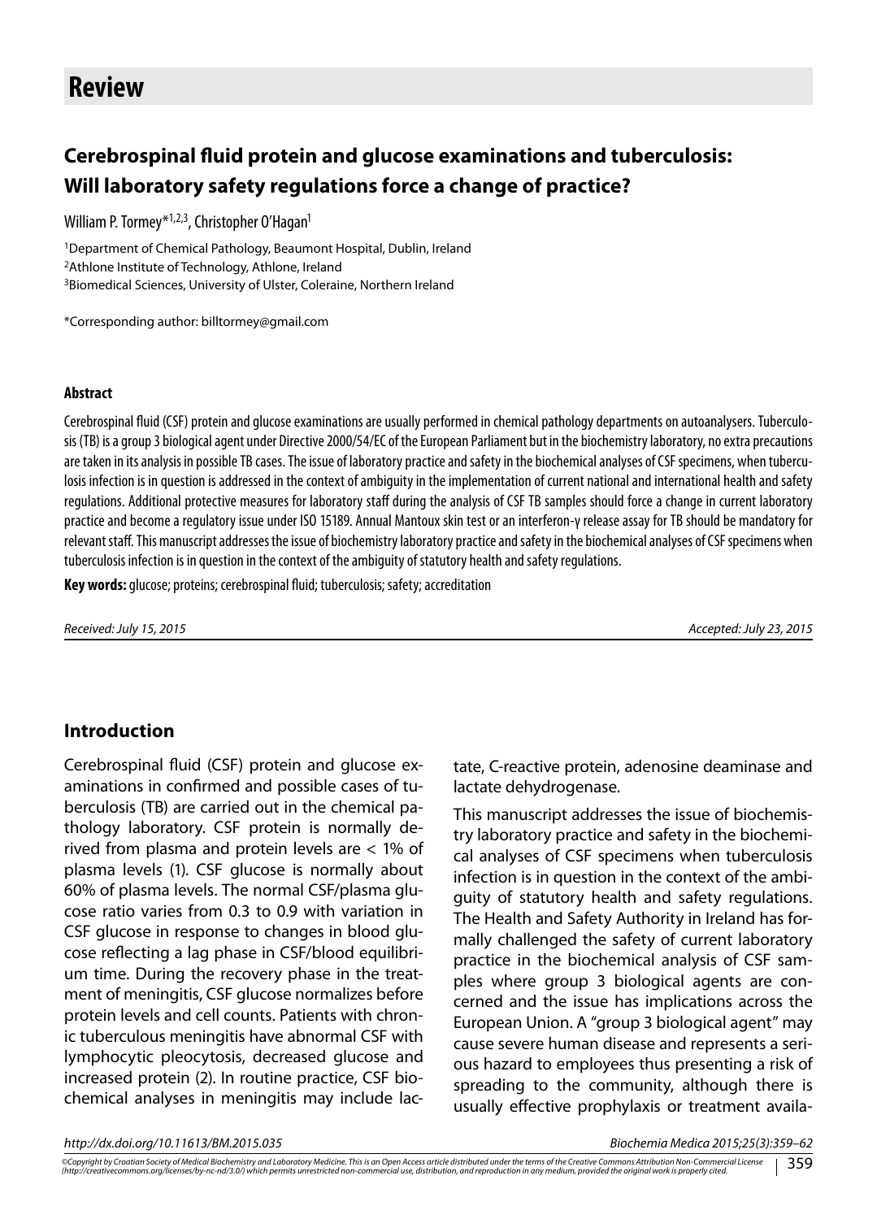# Review

## Cerebrospinal fluid protein and glucose examinations and tuberculosis: Will laboratory safety regulations force a change of practice?

William P. Tormey*[1,2,3], Christopher O'Hagan[1]

[1]Department of Chemical Pathology, Beaumont Hospital, Dublin, Ireland
[2]Athlone Institute of Technology, Athlone, Ireland
[3]Biomedical Sciences, University of Ulster, Coleraine, Northern Ireland

*Corresponding author: billtormey@gmail.com

### Abstract

Cerebrospinal fluid (CSF) protein and glucose examinations are usually performed in chemical pathology departments on autoanalysers. Tuberculosis (TB) is a group 3 biological agent under Directive 2000/54/EC of the European Parliament but in the biochemistry laboratory, no extra precautions are taken in its analysis in possible TB cases. The issue of laboratory practice and safety in the biochemical analyses of CSF specimens, when tuberculosis infection is in question is addressed in the context of ambiguity in the implementation of current national and international health and safety regulations. Additional protective measures for laboratory staff during the analysis of CSF TB samples should force a change in current laboratory practice and become a regulatory issue under ISO 15189. Annual Mantoux skin test or an interferon-γ release assay for TB should be mandatory for relevant staff. This manuscript addresses the issue of biochemistry laboratory practice and safety in the biochemical analyses of CSF specimens when tuberculosis infection is in question in the context of the ambiguity of statutory health and safety regulations.

**Key words:** glucose; proteins; cerebrospinal fluid; tuberculosis; safety; accreditation

*Received: July 15, 2015* *Accepted: July 23, 2015*

## Introduction

Cerebrospinal fluid (CSF) protein and glucose examinations in confirmed and possible cases of tuberculosis (TB) are carried out in the chemical pathology laboratory. CSF protein is normally derived from plasma and protein levels are < 1% of plasma levels (1). CSF glucose is normally about 60% of plasma levels. The normal CSF/plasma glucose ratio varies from 0.3 to 0.9 with variation in CSF glucose in response to changes in blood glucose reflecting a lag phase in CSF/blood equilibrium time. During the recovery phase in the treatment of meningitis, CSF glucose normalizes before protein levels and cell counts. Patients with chronic tuberculous meningitis have abnormal CSF with lymphocytic pleocytosis, decreased glucose and increased protein (2). In routine practice, CSF biochemical analyses in meningitis may include lactate, C-reactive protein, adenosine deaminase and lactate dehydrogenase.

This manuscript addresses the issue of biochemistry laboratory practice and safety in the biochemical analyses of CSF specimens when tuberculosis infection is in question in the context of the ambiguity of statutory health and safety regulations. The Health and Safety Authority in Ireland has formally challenged the safety of current laboratory practice in the biochemical analysis of CSF samples where group 3 biological agents are concerned and the issue has implications across the European Union. A "group 3 biological agent" may cause severe human disease and represents a serious hazard to employees thus presenting a risk of spreading to the community, although there is usually effective prophylaxis or treatment availa-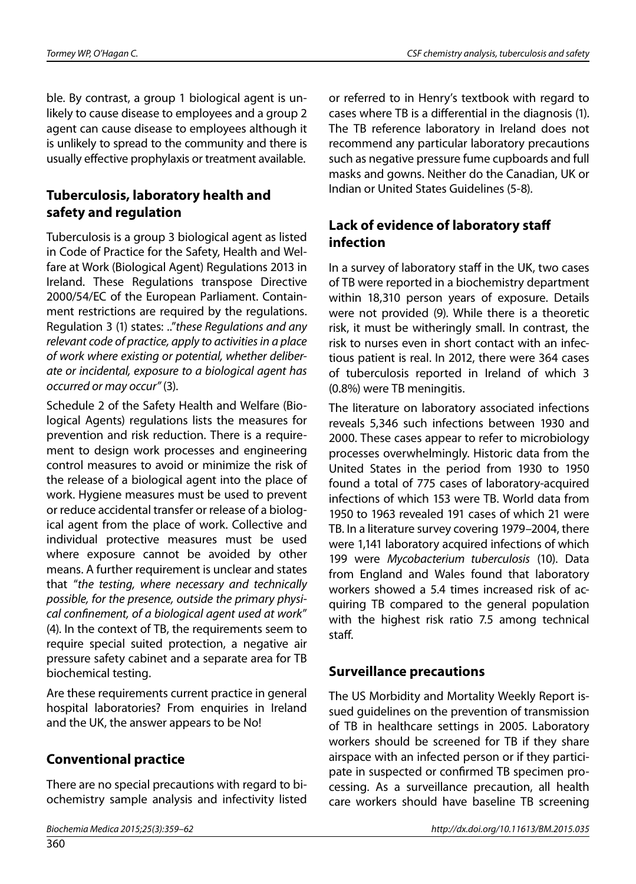ble. By contrast, a group 1 biological agent is unlikely to cause disease to employees and a group 2 agent can cause disease to employees although it is unlikely to spread to the community and there is usually effective prophylaxis or treatment available.

## Tuberculosis, laboratory health and safety and regulation

Tuberculosis is a group 3 biological agent as listed in Code of Practice for the Safety, Health and Welfare at Work (Biological Agent) Regulations 2013 in Ireland. These Regulations transpose Directive 2000/54/EC of the European Parliament. Containment restrictions are required by the regulations. Regulation 3 (1) states: .."*these Regulations and any relevant code of practice, apply to activities in a place of work where existing or potential, whether deliberate or incidental, exposure to a biological agent has occurred or may occur"* (3).

Schedule 2 of the Safety Health and Welfare (Biological Agents) regulations lists the measures for prevention and risk reduction. There is a requirement to design work processes and engineering control measures to avoid or minimize the risk of the release of a biological agent into the place of work. Hygiene measures must be used to prevent or reduce accidental transfer or release of a biological agent from the place of work. Collective and individual protective measures must be used where exposure cannot be avoided by other means. A further requirement is unclear and states that "*the testing, where necessary and technically possible, for the presence, outside the primary physical confinement, of a biological agent used at work*" (4). In the context of TB, the requirements seem to require special suited protection, a negative air pressure safety cabinet and a separate area for TB biochemical testing.

Are these requirements current practice in general hospital laboratories? From enquiries in Ireland and the UK, the answer appears to be No!

## Conventional practice

There are no special precautions with regard to biochemistry sample analysis and infectivity listed or referred to in Henry's textbook with regard to cases where TB is a differential in the diagnosis (1). The TB reference laboratory in Ireland does not recommend any particular laboratory precautions such as negative pressure fume cupboards and full masks and gowns. Neither do the Canadian, UK or Indian or United States Guidelines (5-8).

## Lack of evidence of laboratory staff infection

In a survey of laboratory staff in the UK, two cases of TB were reported in a biochemistry department within 18,310 person years of exposure. Details were not provided (9). While there is a theoretic risk, it must be witheringly small. In contrast, the risk to nurses even in short contact with an infectious patient is real. In 2012, there were 364 cases of tuberculosis reported in Ireland of which 3 (0.8%) were TB meningitis.

The literature on laboratory associated infections reveals 5,346 such infections between 1930 and 2000. These cases appear to refer to microbiology processes overwhelmingly. Historic data from the United States in the period from 1930 to 1950 found a total of 775 cases of laboratory-acquired infections of which 153 were TB. World data from 1950 to 1963 revealed 191 cases of which 21 were TB. In a literature survey covering 1979–2004, there were 1,141 laboratory acquired infections of which 199 were *Mycobacterium tuberculosis* (10). Data from England and Wales found that laboratory workers showed a 5.4 times increased risk of acquiring TB compared to the general population with the highest risk ratio 7.5 among technical staff.

## Surveillance precautions

The US Morbidity and Mortality Weekly Report issued guidelines on the prevention of transmission of TB in healthcare settings in 2005. Laboratory workers should be screened for TB if they share airspace with an infected person or if they participate in suspected or confirmed TB specimen processing. As a surveillance precaution, all health care workers should have baseline TB screening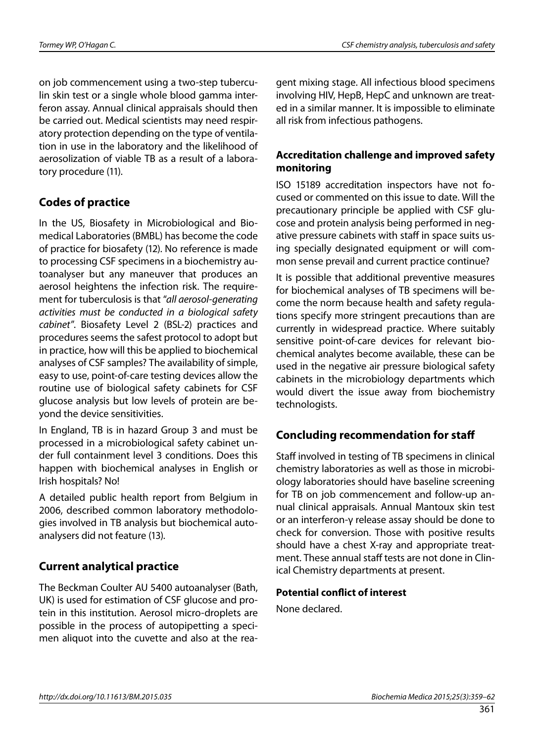on job commencement using a two-step tuberculin skin test or a single whole blood gamma interferon assay. Annual clinical appraisals should then be carried out. Medical scientists may need respiratory protection depending on the type of ventilation in use in the laboratory and the likelihood of aerosolization of viable TB as a result of a laboratory procedure (11).

## Codes of practice

In the US, Biosafety in Microbiological and Biomedical Laboratories (BMBL) has become the code of practice for biosafety (12). No reference is made to processing CSF specimens in a biochemistry autoanalyser but any maneuver that produces an aerosol heightens the infection risk. The requirement for tuberculosis is that "*all aerosol-generating activities must be conducted in a biological safety cabinet*". Biosafety Level 2 (BSL-2) practices and procedures seems the safest protocol to adopt but in practice, how will this be applied to biochemical analyses of CSF samples? The availability of simple, easy to use, point-of-care testing devices allow the routine use of biological safety cabinets for CSF glucose analysis but low levels of protein are beyond the device sensitivities.

In England, TB is in hazard Group 3 and must be processed in a microbiological safety cabinet under full containment level 3 conditions. Does this happen with biochemical analyses in English or Irish hospitals? No!

A detailed public health report from Belgium in 2006, described common laboratory methodologies involved in TB analysis but biochemical autoanalysers did not feature (13).

## Current analytical practice

The Beckman Coulter AU 5400 autoanalyser (Bath, UK) is used for estimation of CSF glucose and protein in this institution. Aerosol micro-droplets are possible in the process of autopipetting a specimen aliquot into the cuvette and also at the reagent mixing stage. All infectious blood specimens involving HIV, HepB, HepC and unknown are treated in a similar manner. It is impossible to eliminate all risk from infectious pathogens.

### Accreditation challenge and improved safety monitoring

ISO 15189 accreditation inspectors have not focused or commented on this issue to date. Will the precautionary principle be applied with CSF glucose and protein analysis being performed in negative pressure cabinets with staff in space suits using specially designated equipment or will common sense prevail and current practice continue?

It is possible that additional preventive measures for biochemical analyses of TB specimens will become the norm because health and safety regulations specify more stringent precautions than are currently in widespread practice. Where suitably sensitive point-of-care devices for relevant biochemical analytes become available, these can be used in the negative air pressure biological safety cabinets in the microbiology departments which would divert the issue away from biochemistry technologists.

## Concluding recommendation for staff

Staff involved in testing of TB specimens in clinical chemistry laboratories as well as those in microbiology laboratories should have baseline screening for TB on job commencement and follow-up annual clinical appraisals. Annual Mantoux skin test or an interferon-γ release assay should be done to check for conversion. Those with positive results should have a chest X-ray and appropriate treatment. These annual staff tests are not done in Clinical Chemistry departments at present.

### Potential conflict of interest

None declared.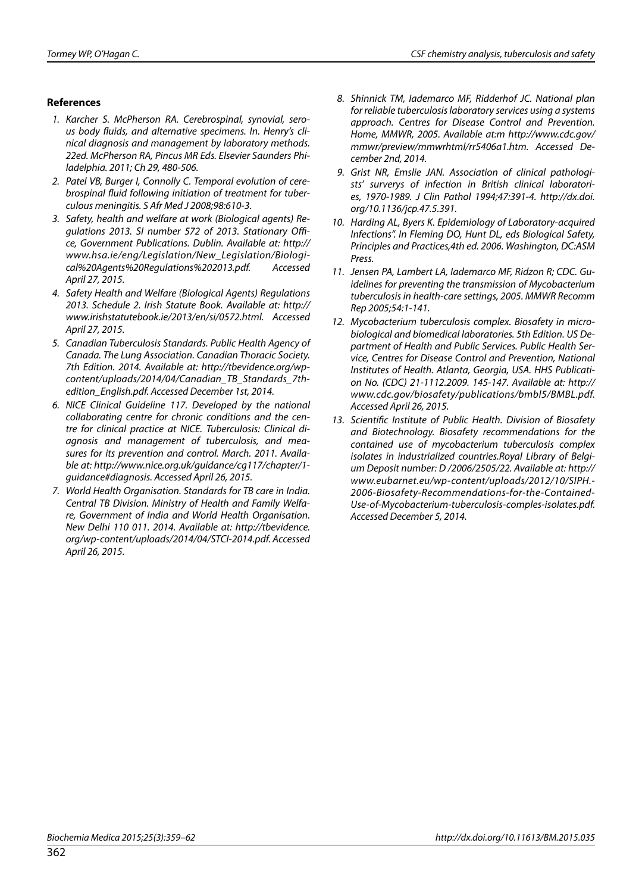### References

1. Karcher S. McPherson RA. Cerebrospinal, synovial, serous body fluids, and alternative specimens. In. Henry's clinical diagnosis and management by laboratory methods. 22ed. McPherson RA, Pincus MR Eds. Elsevier Saunders Philadelphia. 2011; Ch 29, 480-506.
2. Patel VB, Burger I, Connolly C. Temporal evolution of cerebrospinal fluid following initiation of treatment for tuberculous meningitis. S Afr Med J 2008;98:610-3.
3. Safety, health and welfare at work (Biological agents) Regulations 2013. SI number 572 of 2013. Stationary Office, Government Publications. Dublin. Available at: http://www.hsa.ie/eng/Legislation/New_Legislation/Biological%20Agents%20Regulations%202013.pdf. Accessed April 27, 2015.
4. Safety Health and Welfare (Biological Agents) Regulations 2013. Schedule 2. Irish Statute Book. Available at: http://www.irishstatutebook.ie/2013/en/si/0572.html. Accessed April 27, 2015.
5. Canadian Tuberculosis Standards. Public Health Agency of Canada. The Lung Association. Canadian Thoracic Society. 7th Edition. 2014. Available at: http://tbevidence.org/wp-content/uploads/2014/04/Canadian_TB_Standards_7th-edition_English.pdf. Accessed December 1st, 2014.
6. NICE Clinical Guideline 117. Developed by the national collaborating centre for chronic conditions and the centre for clinical practice at NICE. Tuberculosis: Clinical diagnosis and management of tuberculosis, and measures for its prevention and control. March. 2011. Available at: http://www.nice.org.uk/guidance/cg117/chapter/1-guidance#diagnosis. Accessed April 26, 2015.
7. World Health Organisation. Standards for TB care in India. Central TB Division. Ministry of Health and Family Welfare, Government of India and World Health Organisation. New Delhi 110 011. 2014. Available at: http://tbevidence.org/wp-content/uploads/2014/04/STCI-2014.pdf. Accessed April 26, 2015.
8. Shinnick TM, Iademarco MF, Ridderhof JC. National plan for reliable tuberculosis laboratory services using a systems approach. Centres for Disease Control and Prevention. Home, MMWR, 2005. Available at:m http://www.cdc.gov/mmwr/preview/mmwrhtml/rr5406a1.htm. Accessed December 2nd, 2014.
9. Grist NR, Emslie JAN. Association of clinical pathologists' surverys of infection in British clinical laboratories, 1970-1989. J Clin Pathol 1994;47:391-4. http://dx.doi.org/10.1136/jcp.47.5.391.
10. Harding AL, Byers K. Epidemiology of Laboratory-acquired Infections". In Fleming DO, Hunt DL, eds Biological Safety, Principles and Practices,4th ed. 2006. Washington, DC:ASM Press.
11. Jensen PA, Lambert LA, Iademarco MF, Ridzon R; CDC. Guidelines for preventing the transmission of Mycobacterium tuberculosis in health-care settings, 2005. MMWR Recomm Rep 2005;54:1-141.
12. Mycobacterium tuberculosis complex. Biosafety in microbiological and biomedical laboratories. 5th Edition. US Department of Health and Public Services. Public Health Service, Centres for Disease Control and Prevention, National Institutes of Health. Atlanta, Georgia, USA. HHS Publication No. (CDC) 21-1112.2009. 145-147. Available at: http://www.cdc.gov/biosafety/publications/bmbl5/BMBL.pdf. Accessed April 26, 2015.
13. Scientific Institute of Public Health. Division of Biosafety and Biotechnology. Biosafety recommendations for the contained use of mycobacterium tuberculosis complex isolates in industrialized countries.Royal Library of Belgium Deposit number: D /2006/2505/22. Available at: http://www.eubarnet.eu/wp-content/uploads/2012/10/SIPH.-2006-Biosafety-Recommendations-for-the-Contained-Use-of-Mycobacterium-tuberculosis-comples-isolates.pdf. Accessed December 5, 2014.